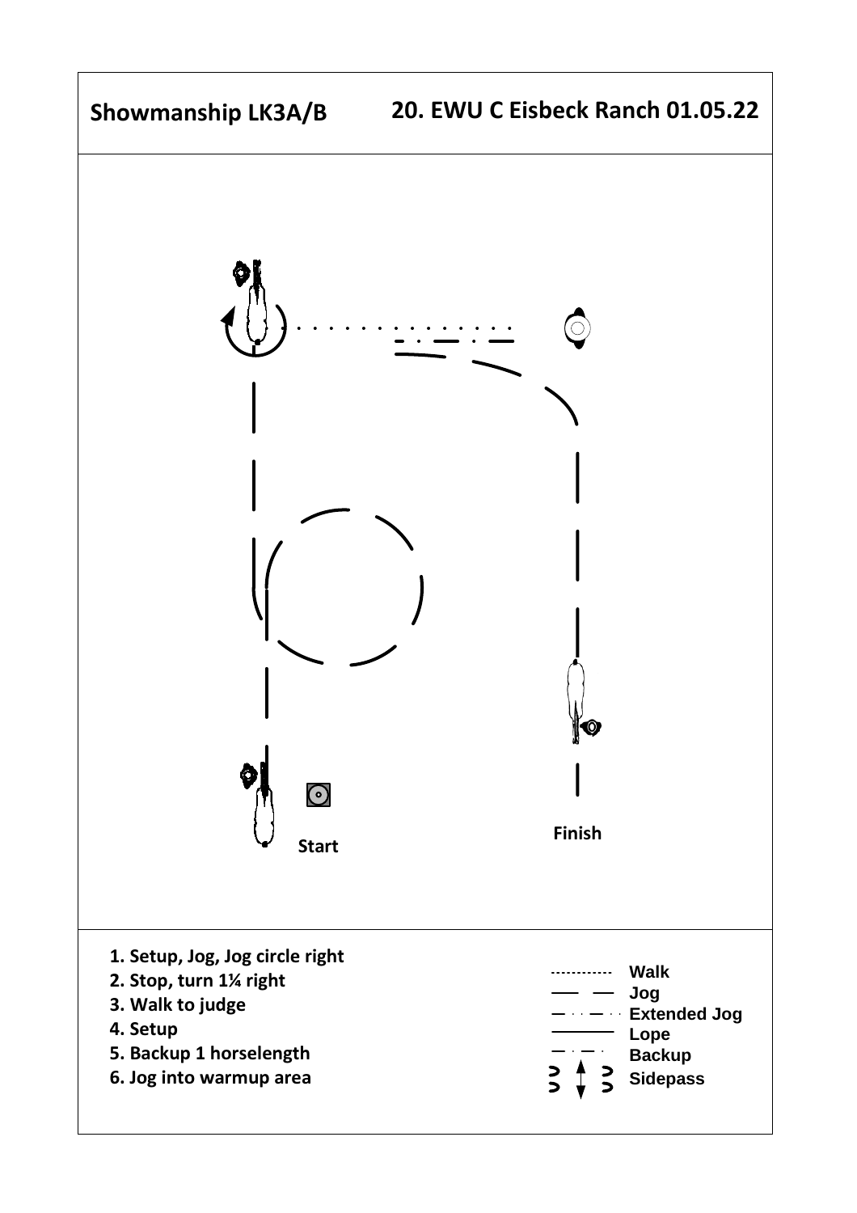## Showmanship LK3A/B

## 20. EWU C Eisbeck Ranch 01.05.22

Start

Finish

1. Setup, Jog, Jog circle right
2. Stop, turn 1¼ right
3. Walk to judge
4. Setup
5. Backup 1 horselength
6. Jog into warmup area

| Legend | |
|---|---|
| ............ | Walk |
| — — | Jog |
| — · · — · · | Extended Jog |
| ——— | Lope |
| — · — · | Backup |
| | Sidepass |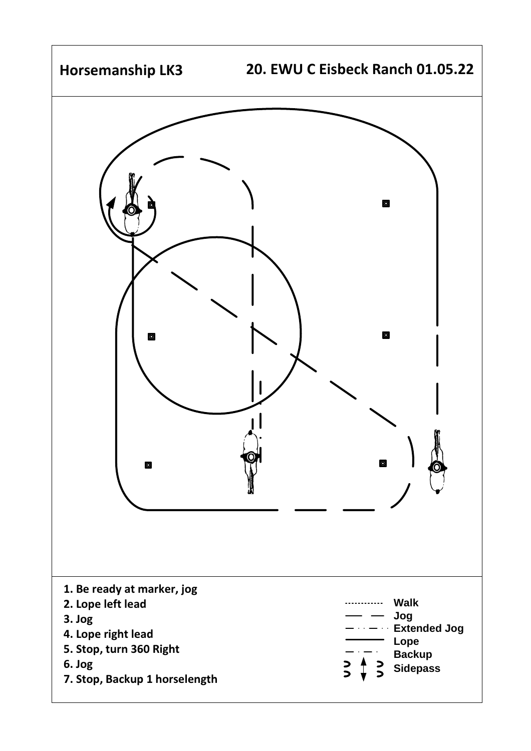**Horsemanship LK3**

**20. EWU C Eisbeck Ranch 01.05.22**

1. **Be ready at marker, jog**
2. **Lope left lead**
3. **Jog**
4. **Lope right lead**
5. **Stop, turn 360 Right**
6. **Jog**
7. **Stop, Backup 1 horselength**

| Line style | Gait |
| --- | --- |
| ············ | **Walk** |
| — — | **Jog** |
| — · · — · · | **Extended Jog** |
| ——— | **Lope** |
| — · — · | **Backup** |
| ⊃ ↕ ⊃ | **Sidepass** |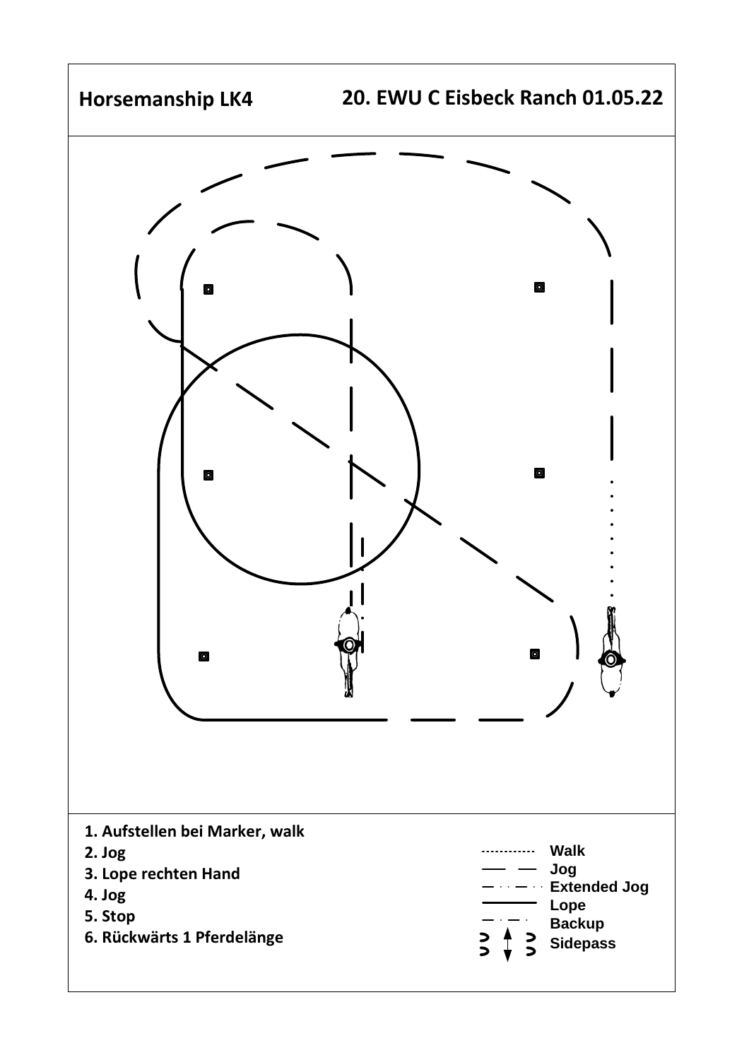**Horsemanship LK4** **20. EWU C Eisbeck Ranch 01.05.22**

1. Aufstellen bei Marker, walk
2. Jog
3. Lope rechten Hand
4. Jog
5. Stop
6. Rückwärts 1 Pferdelänge

| Linie | Bedeutung |
|---|---|
| ············ | Walk |
| — — | Jog |
| — · · — · · | Extended Jog |
| ——— | Lope |
| — · — · | Backup |
| ⊃ ↕ ⊃ | Sidepass |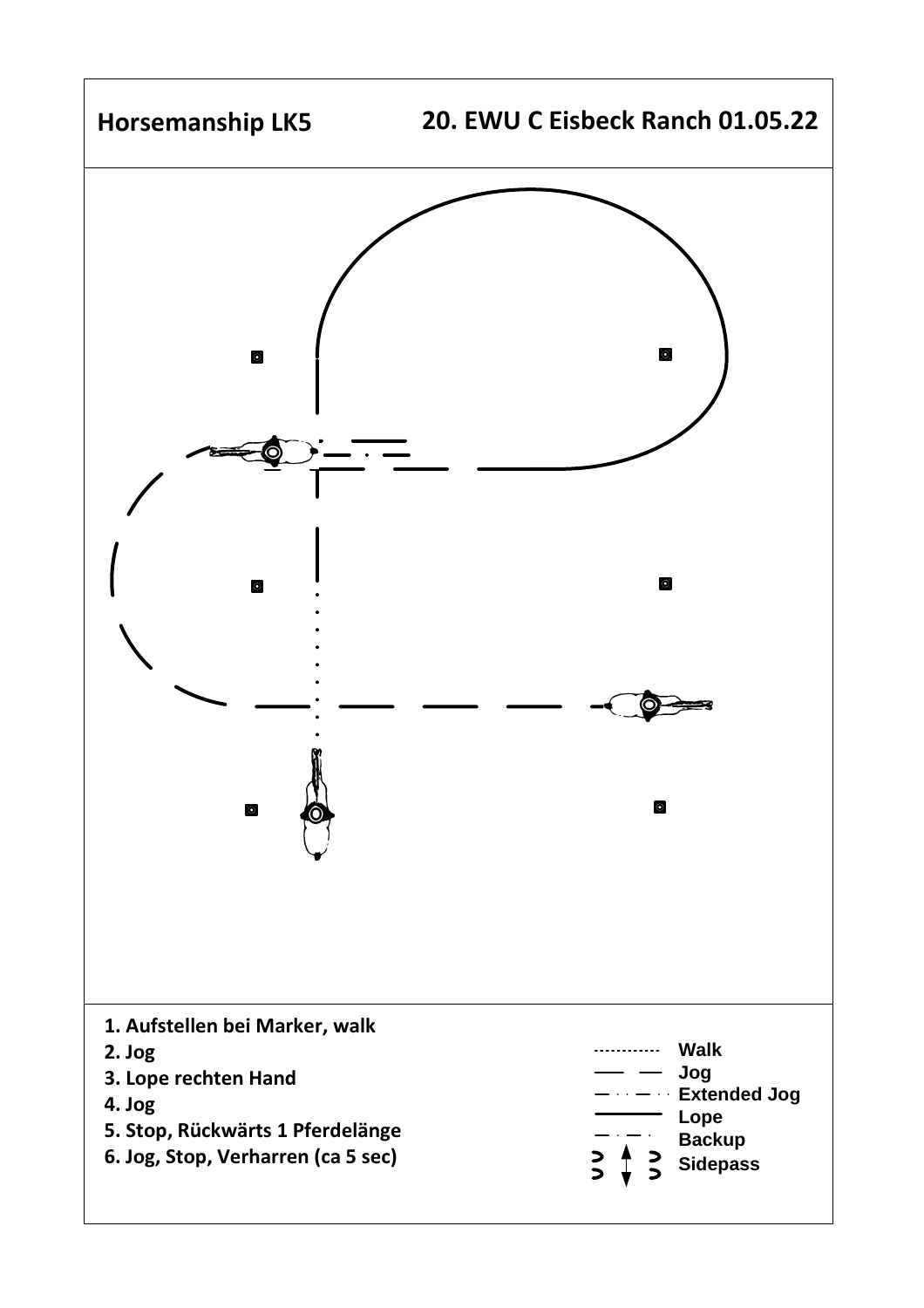**Horsemanship LK5** **20. EWU C Eisbeck Ranch 01.05.22**

1. Aufstellen bei Marker, walk
2. Jog
3. Lope rechten Hand
4. Jog
5. Stop, Rückwärts 1 Pferdelänge
6. Jog, Stop, Verharren (ca 5 sec)

| | |
|---|---|
| ............ | Walk |
| — — | Jog |
| — · · — · · | Extended Jog |
| ——— | Lope |
| — · — · | Backup |
| ↕ | Sidepass |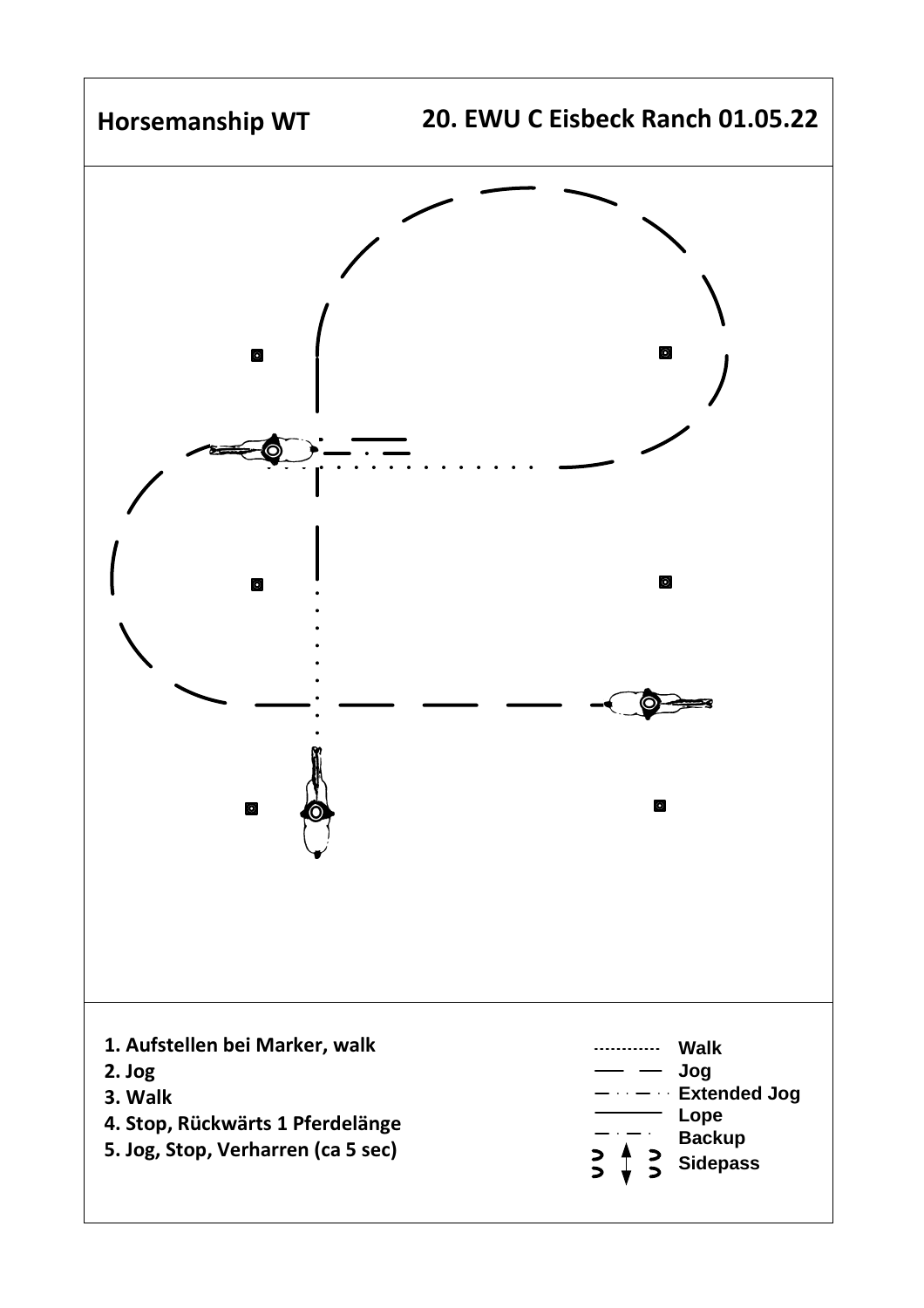# Horsemanship WT

## 20. EWU C Eisbeck Ranch 01.05.22

1. Aufstellen bei Marker, walk
2. Jog
3. Walk
4. Stop, Rückwärts 1 Pferdelänge
5. Jog, Stop, Verharren (ca 5 sec)

| Symbol | Gangart |
|---|---|
| ............ | Walk |
| — — | Jog |
| — · · — · · | Extended Jog |
| ——— | Lope |
| — · — · | Backup |
| ↕ | Sidepass |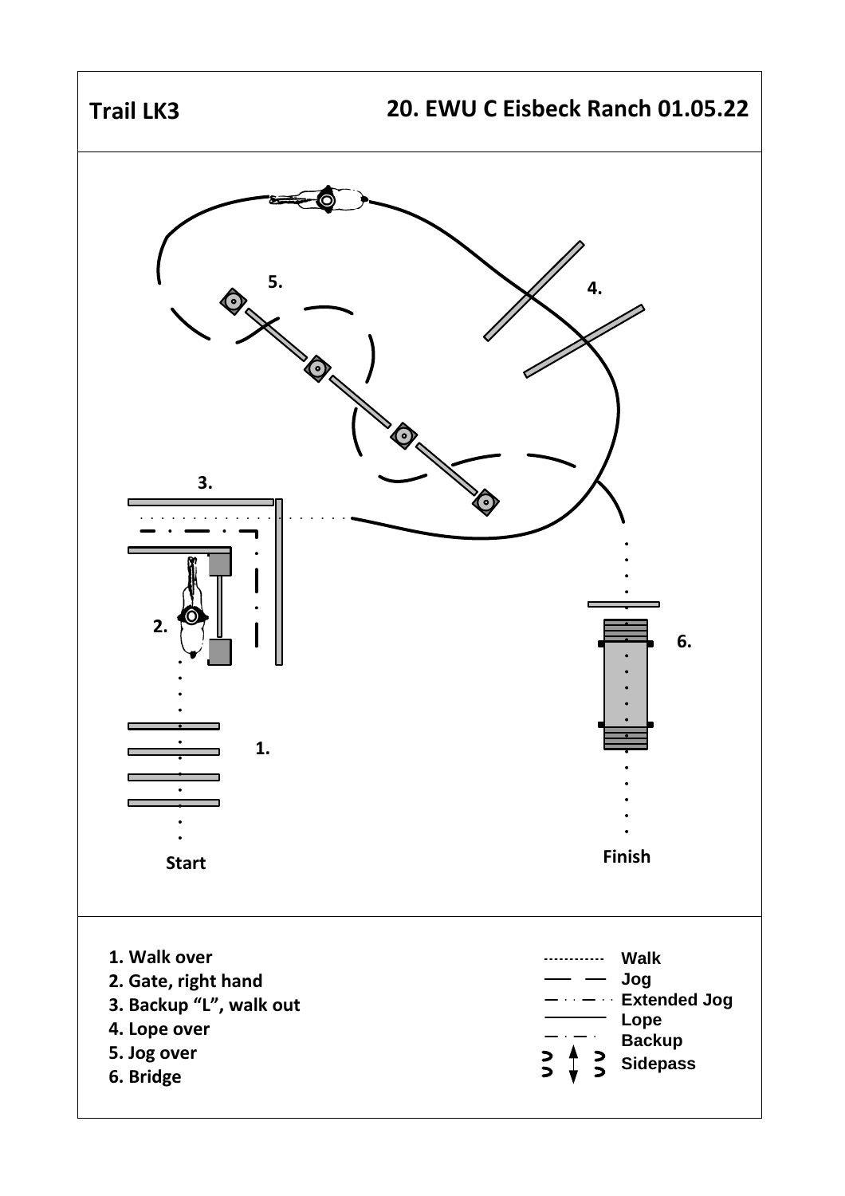# Trail LK3

## 20. EWU C Eisbeck Ranch 01.05.22

5.

4.

3.

2.

6.

1.

Start

Finish

1. Walk over
2. Gate, right hand
3. Backup “L”, walk out
4. Lope over
5. Jog over
6. Bridge

| Line style | Gait |
| --- | --- |
| ............ | Walk |
| — — | Jog |
| — · · — · · | Extended Jog |
| ——— | Lope |
| — · — · | Backup |
| ⊃ ↕ ⊃ | Sidepass |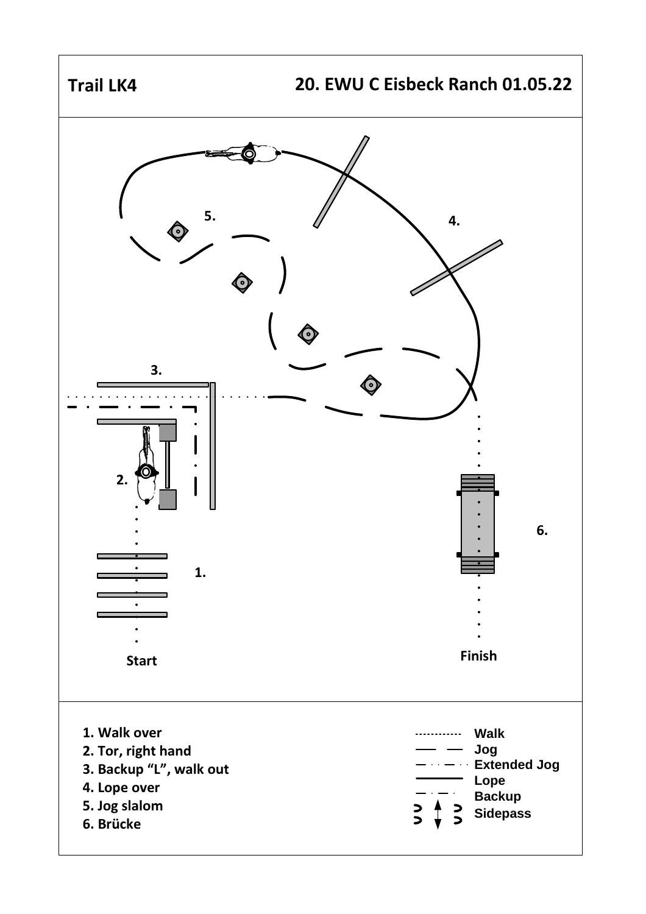# Trail LK4

## 20. EWU C Eisbeck Ranch 01.05.22

5.

4.

3.

2.

6.

1.

Start

Finish

1. Walk over
2. Tor, right hand
3. Backup "L", walk out
4. Lope over
5. Jog slalom
6. Brücke

- Walk
- Jog
- Extended Jog
- Lope
- Backup
- Sidepass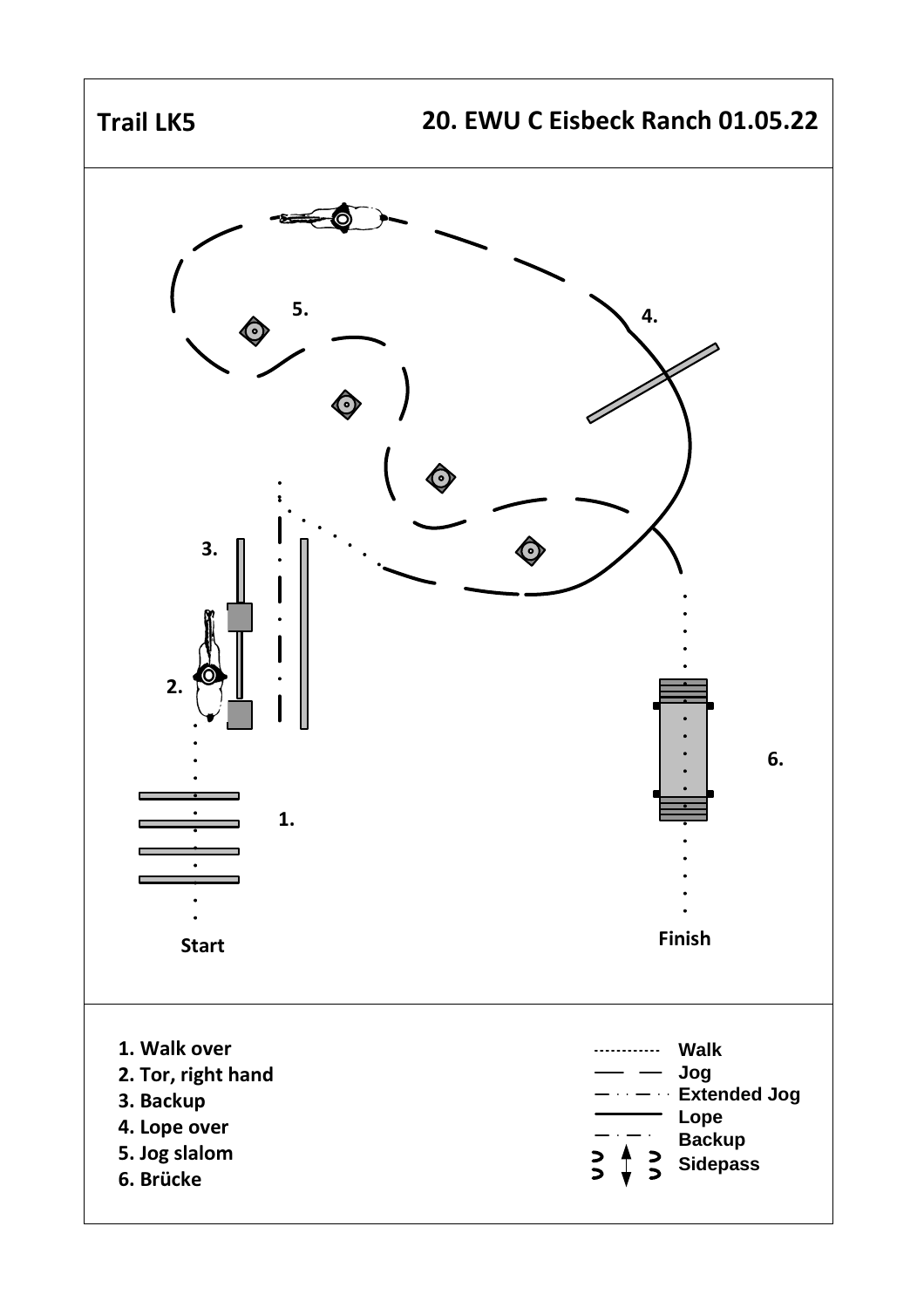# Trail LK5

## 20. EWU C Eisbeck Ranch 01.05.22

5.

4.

3.

2.

1.

6.

Start

Finish

1. Walk over
2. Tor, right hand
3. Backup
4. Lope over
5. Jog slalom
6. Brücke

| | |
|---|---|
| ............ | Walk |
| — — | Jog |
| — · · — · · | Extended Jog |
| ——— | Lope |
| — · — · | Backup |
| ↕ | Sidepass |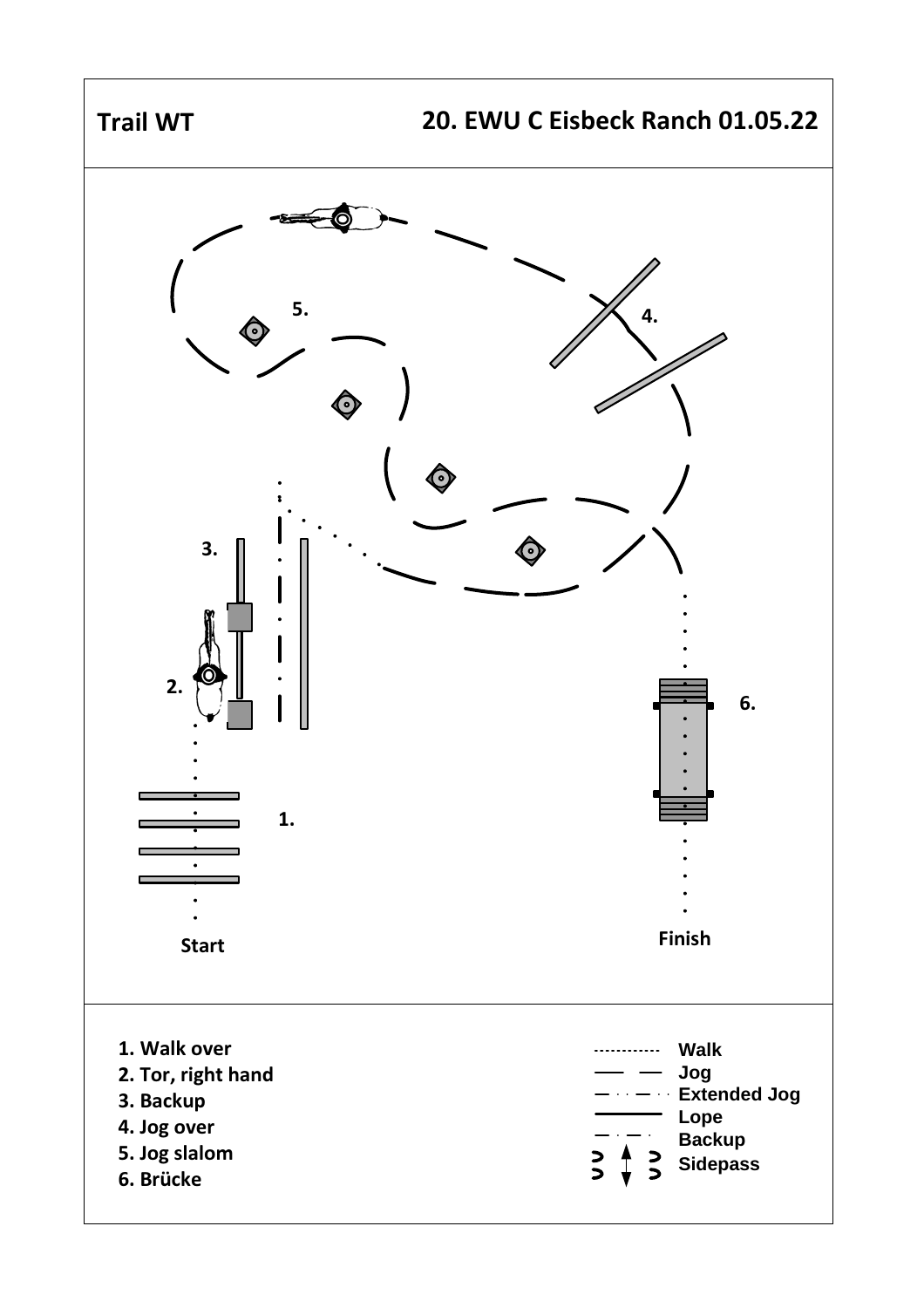# Trail WT

## 20. EWU C Eisbeck Ranch 01.05.22

5.

4.

3.

2.

6.

1.

Start

Finish

1. Walk over
2. Tor, right hand
3. Backup
4. Jog over
5. Jog slalom
6. Brücke

Walk
Jog
Extended Jog
Lope
Backup
Sidepass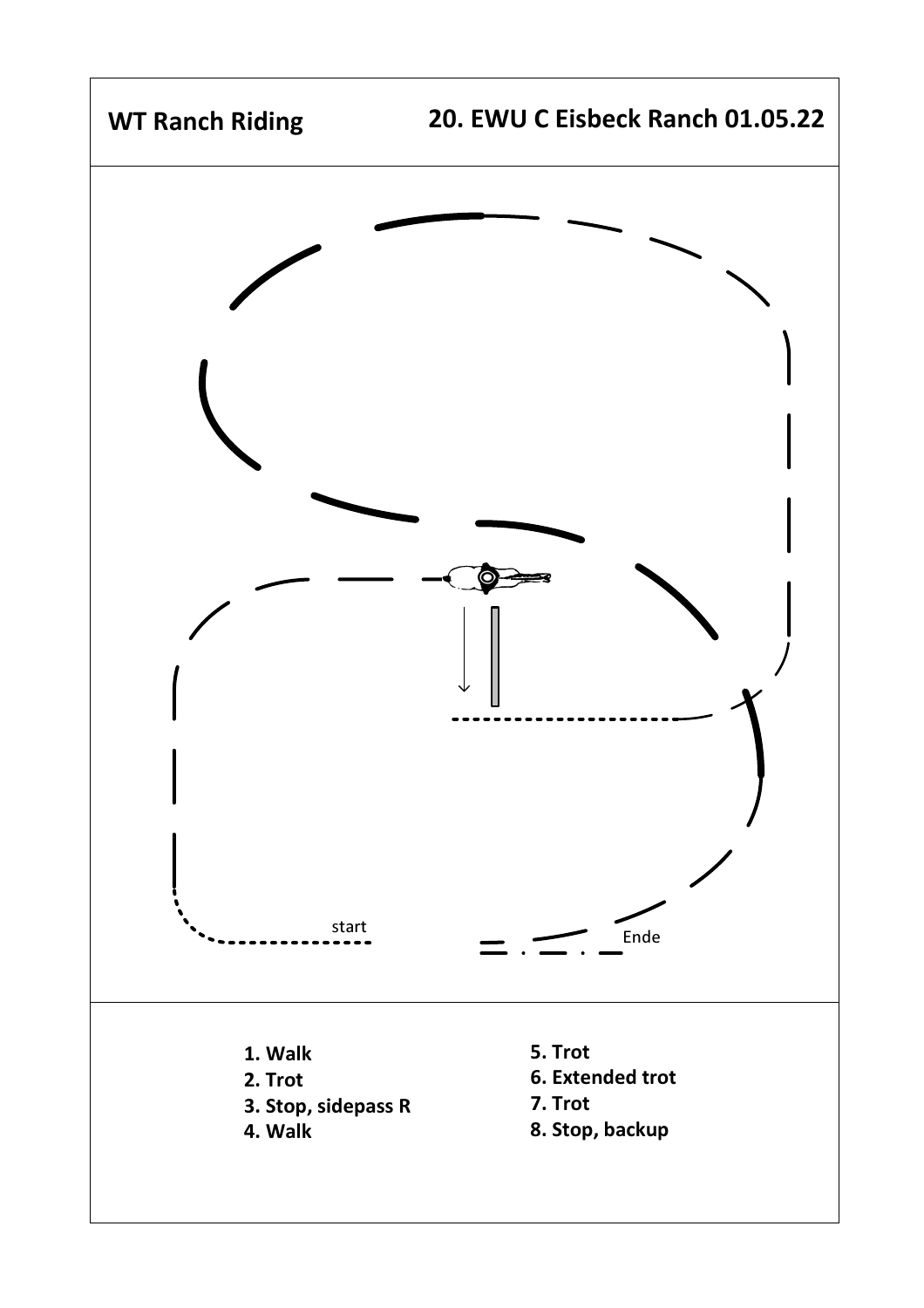**WT Ranch Riding**

**20. EWU C Eisbeck Ranch 01.05.22**

start

Ende

1. **Walk**
2. **Trot**
3. **Stop, sidepass R**
4. **Walk**
5. **Trot**
6. **Extended trot**
7. **Trot**
8. **Stop, backup**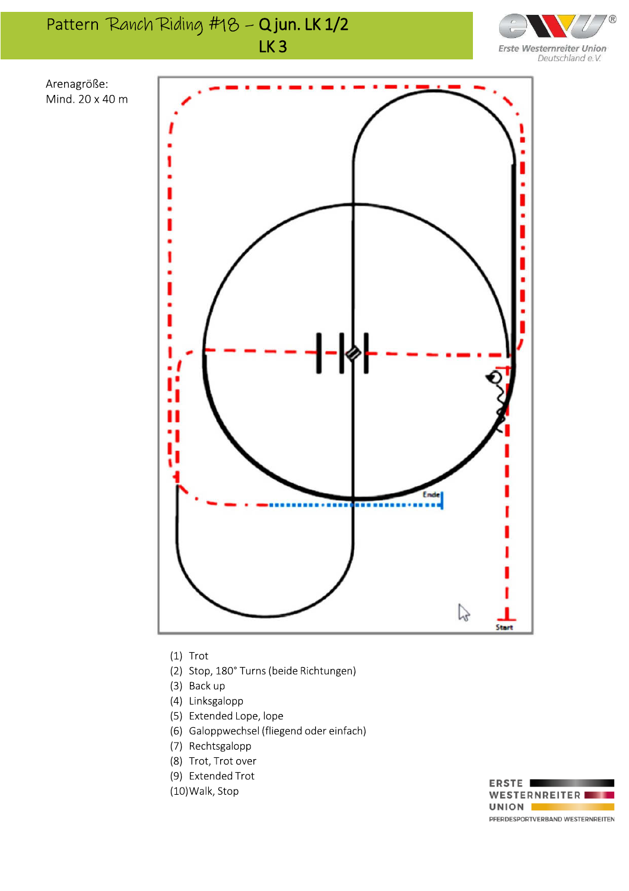# Pattern Ranch Riding #18 – Q jun. LK 1/2 LK 3

Arenagröße:
Mind. 20 x 40 m

Ende

Start

(1) Trot
(2) Stop, 180° Turns (beide Richtungen)
(3) Back up
(4) Linksgalopp
(5) Extended Lope, lope
(6) Galoppwechsel (fliegend oder einfach)
(7) Rechtsgalopp
(8) Trot, Trot over
(9) Extended Trot
(10) Walk, Stop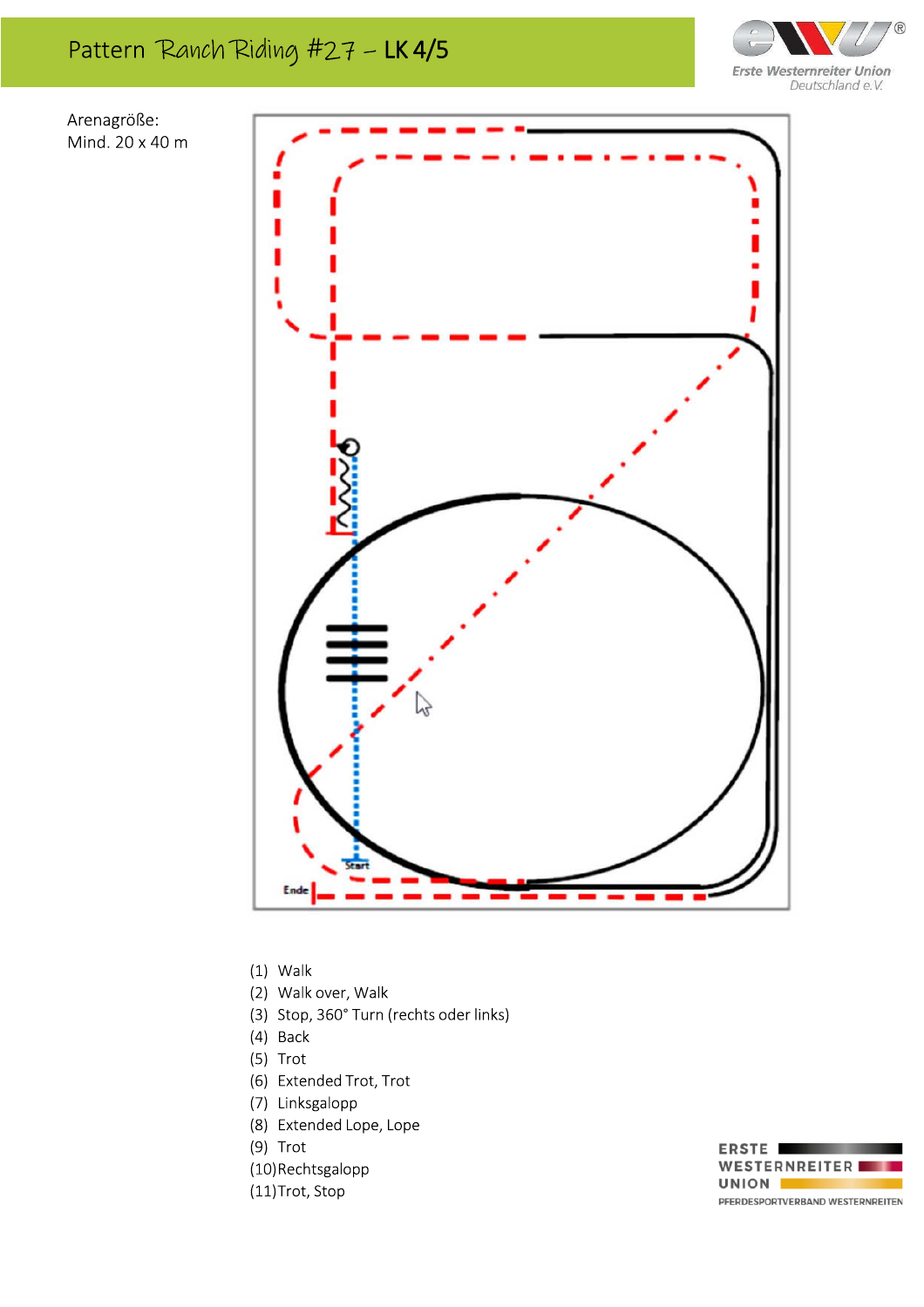# Pattern Ranch Riding #27 – LK 4/5

Arenagröße:
Mind. 20 x 40 m

Start

Ende

(1) Walk
(2) Walk over, Walk
(3) Stop, 360° Turn (rechts oder links)
(4) Back
(5) Trot
(6) Extended Trot, Trot
(7) Linksgalopp
(8) Extended Lope, Lope
(9) Trot
(10) Rechtsgalopp
(11) Trot, Stop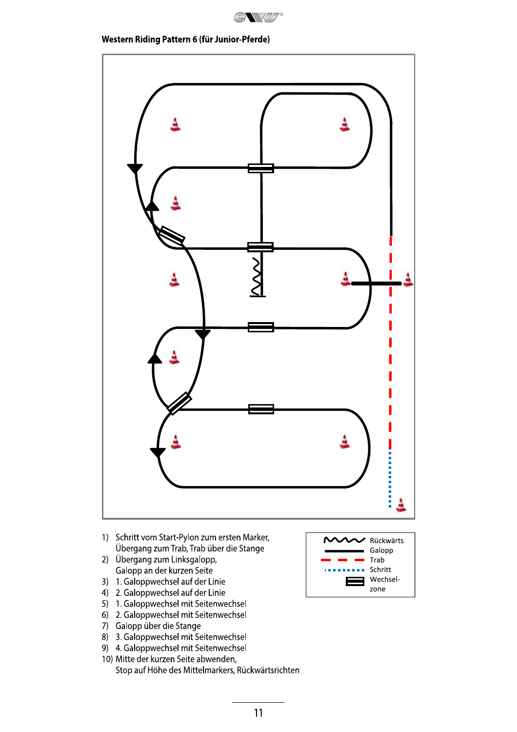**Western Riding Pattern 6 (für Junior-Pferde)**

1) Schritt vom Start-Pylon zum ersten Marker, Übergang zum Trab, Trab über die Stange
2) Übergang zum Linksgalopp, Galopp an der kurzen Seite
3) 1. Galoppwechsel auf der Linie
4) 2. Galoppwechsel auf der Linie
5) 1. Galoppwechsel mit Seitenwechsel
6) 2. Galoppwechsel mit Seitenwechsel
7) Galopp über die Stange
8) 3. Galoppwechsel mit Seitenwechsel
9) 4. Galoppwechsel mit Seitenwechsel
10) Mitte der kurzen Seite abwenden, Stop auf Höhe des Mittelmarkers, Rückwärtsrichten

| Symbol | Bedeutung |
|---|---|
| Wellenlinie | Rückwärts |
| durchgezogene schwarze Linie | Galopp |
| rote gestrichelte Linie | Trab |
| blaue gepunktete Linie | Schritt |
| Doppelbalken | Wechselzone |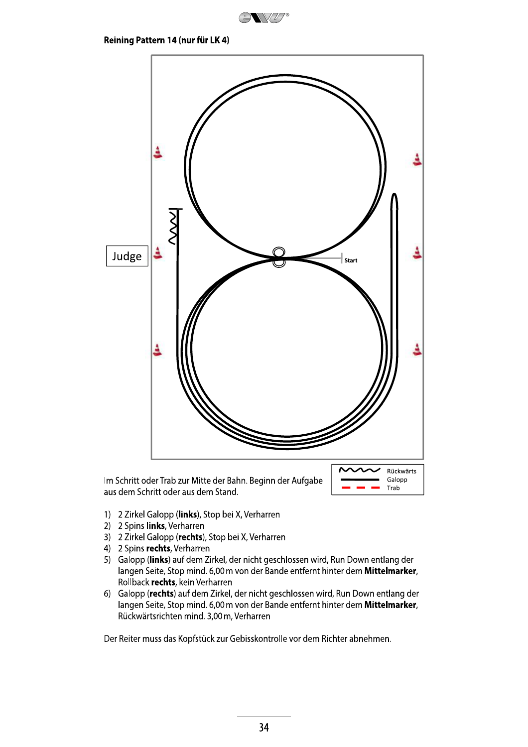## Reining Pattern 14 (nur für LK 4)

Judge

Start

Rückwärts
Galopp
Trab

Im Schritt oder Trab zur Mitte der Bahn. Beginn der Aufgabe aus dem Schritt oder aus dem Stand.

1) 2 Zirkel Galopp (**links**), Stop bei X, Verharren
2) 2 Spins **links**, Verharren
3) 2 Zirkel Galopp (**rechts**), Stop bei X, Verharren
4) 2 Spins **rechts**, Verharren
5) Galopp (**links**) auf dem Zirkel, der nicht geschlossen wird, Run Down entlang der langen Seite, Stop mind. 6,00 m von der Bande entfernt hinter dem **Mittelmarker**, Rollback **rechts**, kein Verharren
6) Galopp (**rechts**) auf dem Zirkel, der nicht geschlossen wird, Run Down entlang der langen Seite, Stop mind. 6,00 m von der Bande entfernt hinter dem **Mittelmarker**, Rückwärtsrichten mind. 3,00 m, Verharren

Der Reiter muss das Kopfstück zur Gebisskontrolle vor dem Richter abnehmen.